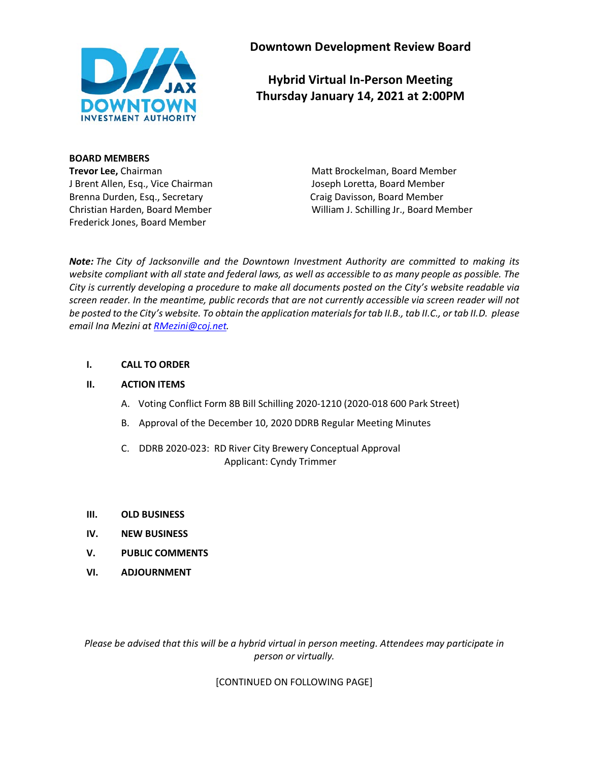# Downtown Development Review Board

## Hybrid Virtual In-Person Meeting
## Thursday January 14, 2021 at 2:00PM

**BOARD MEMBERS**

**Trevor Lee,** Chairman
J Brent Allen, Esq., Vice Chairman
Brenna Durden, Esq., Secretary
Christian Harden, Board Member
Frederick Jones, Board Member
Matt Brockelman, Board Member
Joseph Loretta, Board Member
Craig Davisson, Board Member
William J. Schilling Jr., Board Member

***Note:*** *The City of Jacksonville and the Downtown Investment Authority are committed to making its website compliant with all state and federal laws, as well as accessible to as many people as possible. The City is currently developing a procedure to make all documents posted on the City's website readable via screen reader. In the meantime, public records that are not currently accessible via screen reader will not be posted to the City's website. To obtain the application materials for tab II.B., tab II.C., or tab II.D. please email Ina Mezini at [RMezini@coj.net](mailto:RMezini@coj.net).*

**I. CALL TO ORDER**

**II. ACTION ITEMS**

A. Voting Conflict Form 8B Bill Schilling 2020-1210 (2020-018 600 Park Street)

B. Approval of the December 10, 2020 DDRB Regular Meeting Minutes

C. DDRB 2020-023: RD River City Brewery Conceptual Approval
Applicant: Cyndy Trimmer

**III. OLD BUSINESS**

**IV. NEW BUSINESS**

**V. PUBLIC COMMENTS**

**VI. ADJOURNMENT**

*Please be advised that this will be a hybrid virtual in person meeting. Attendees may participate in person or virtually.*

[CONTINUED ON FOLLOWING PAGE]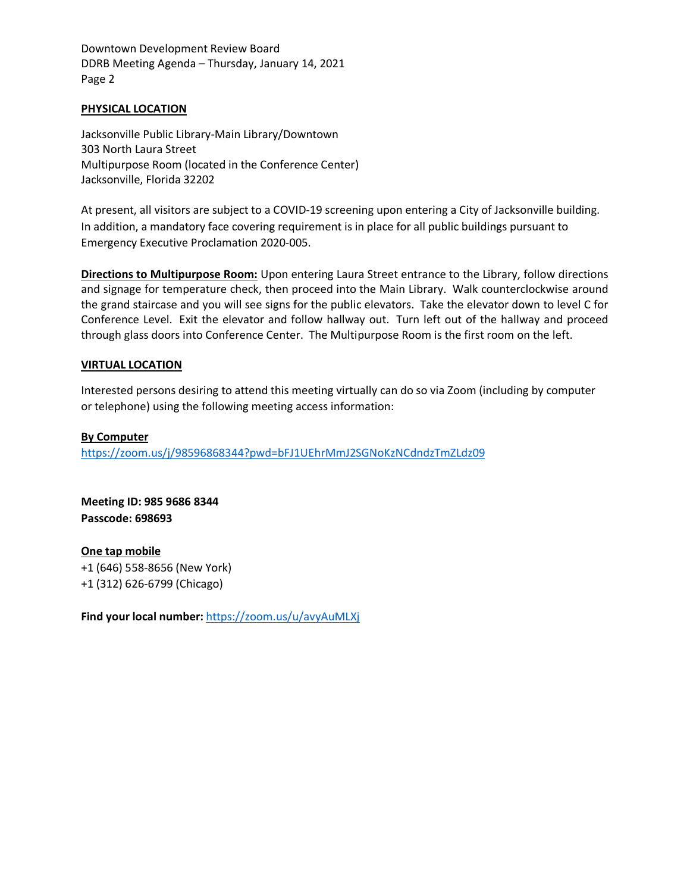**PHYSICAL LOCATION**

Jacksonville Public Library-Main Library/Downtown
303 North Laura Street
Multipurpose Room (located in the Conference Center)
Jacksonville, Florida 32202

At present, all visitors are subject to a COVID-19 screening upon entering a City of Jacksonville building. In addition, a mandatory face covering requirement is in place for all public buildings pursuant to Emergency Executive Proclamation 2020-005.

**Directions to Multipurpose Room:** Upon entering Laura Street entrance to the Library, follow directions and signage for temperature check, then proceed into the Main Library. Walk counterclockwise around the grand staircase and you will see signs for the public elevators. Take the elevator down to level C for Conference Level. Exit the elevator and follow hallway out. Turn left out of the hallway and proceed through glass doors into Conference Center. The Multipurpose Room is the first room on the left.

**VIRTUAL LOCATION**

Interested persons desiring to attend this meeting virtually can do so via Zoom (including by computer or telephone) using the following meeting access information:

**By Computer**
https://zoom.us/j/98596868344?pwd=bFJ1UEhrMmJ2SGNoKzNCdndzTmZLdz09

**Meeting ID: 985 9686 8344**
**Passcode: 698693**

**One tap mobile**
+1 (646) 558-8656 (New York)
+1 (312) 626-6799 (Chicago)

**Find your local number:** https://zoom.us/u/avyAuMLXj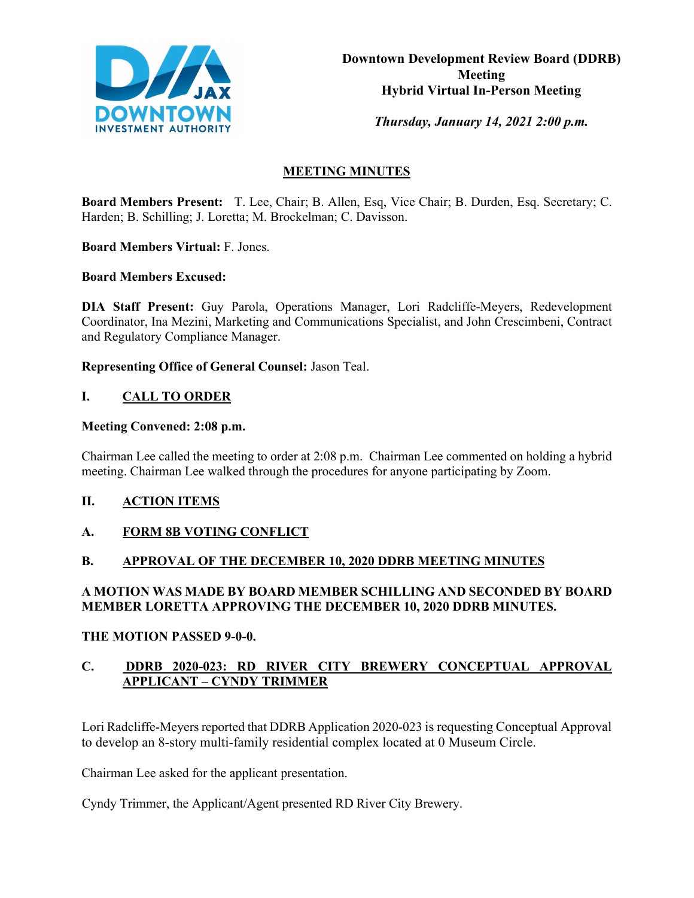**Downtown Development Review Board (DDRB) Meeting**
**Hybrid Virtual In-Person Meeting**

***Thursday, January 14, 2021 2:00 p.m.***

## MEETING MINUTES

**Board Members Present:** T. Lee, Chair; B. Allen, Esq, Vice Chair; B. Durden, Esq. Secretary; C. Harden; B. Schilling; J. Loretta; M. Brockelman; C. Davisson.

**Board Members Virtual:** F. Jones.

**Board Members Excused:**

**DIA Staff Present:** Guy Parola, Operations Manager, Lori Radcliffe-Meyers, Redevelopment Coordinator, Ina Mezini, Marketing and Communications Specialist, and John Crescimbeni, Contract and Regulatory Compliance Manager.

**Representing Office of General Counsel:** Jason Teal.

## I. CALL TO ORDER

**Meeting Convened: 2:08 p.m.**

Chairman Lee called the meeting to order at 2:08 p.m. Chairman Lee commented on holding a hybrid meeting. Chairman Lee walked through the procedures for anyone participating by Zoom.

## II. ACTION ITEMS

### A. FORM 8B VOTING CONFLICT

### B. APPROVAL OF THE DECEMBER 10, 2020 DDRB MEETING MINUTES

**A MOTION WAS MADE BY BOARD MEMBER SCHILLING AND SECONDED BY BOARD MEMBER LORETTA APPROVING THE DECEMBER 10, 2020 DDRB MINUTES.**

**THE MOTION PASSED 9-0-0.**

### C. DDRB 2020-023: RD RIVER CITY BREWERY CONCEPTUAL APPROVAL APPLICANT – CYNDY TRIMMER

Lori Radcliffe-Meyers reported that DDRB Application 2020-023 is requesting Conceptual Approval to develop an 8-story multi-family residential complex located at 0 Museum Circle.

Chairman Lee asked for the applicant presentation.

Cyndy Trimmer, the Applicant/Agent presented RD River City Brewery.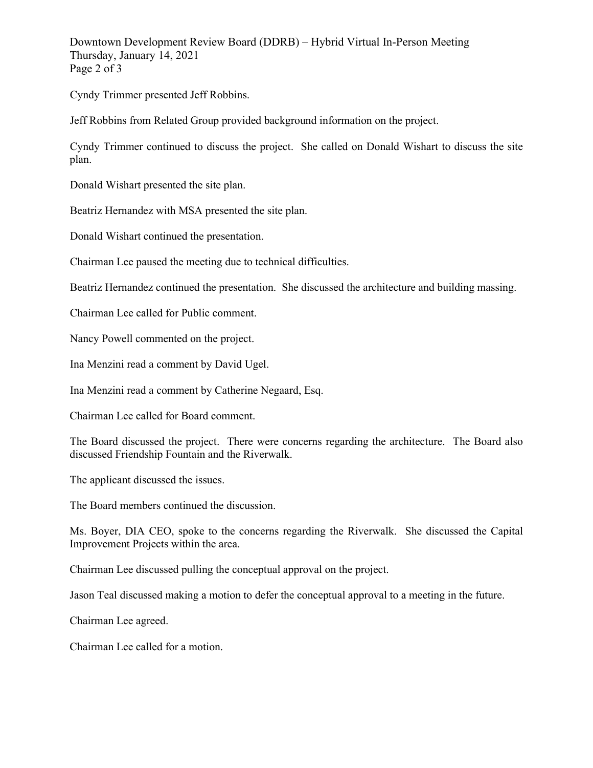Cyndy Trimmer presented Jeff Robbins.

Jeff Robbins from Related Group provided background information on the project.

Cyndy Trimmer continued to discuss the project. She called on Donald Wishart to discuss the site plan.

Donald Wishart presented the site plan.

Beatriz Hernandez with MSA presented the site plan.

Donald Wishart continued the presentation.

Chairman Lee paused the meeting due to technical difficulties.

Beatriz Hernandez continued the presentation. She discussed the architecture and building massing.

Chairman Lee called for Public comment.

Nancy Powell commented on the project.

Ina Menzini read a comment by David Ugel.

Ina Menzini read a comment by Catherine Negaard, Esq.

Chairman Lee called for Board comment.

The Board discussed the project. There were concerns regarding the architecture. The Board also discussed Friendship Fountain and the Riverwalk.

The applicant discussed the issues.

The Board members continued the discussion.

Ms. Boyer, DIA CEO, spoke to the concerns regarding the Riverwalk. She discussed the Capital Improvement Projects within the area.

Chairman Lee discussed pulling the conceptual approval on the project.

Jason Teal discussed making a motion to defer the conceptual approval to a meeting in the future.

Chairman Lee agreed.

Chairman Lee called for a motion.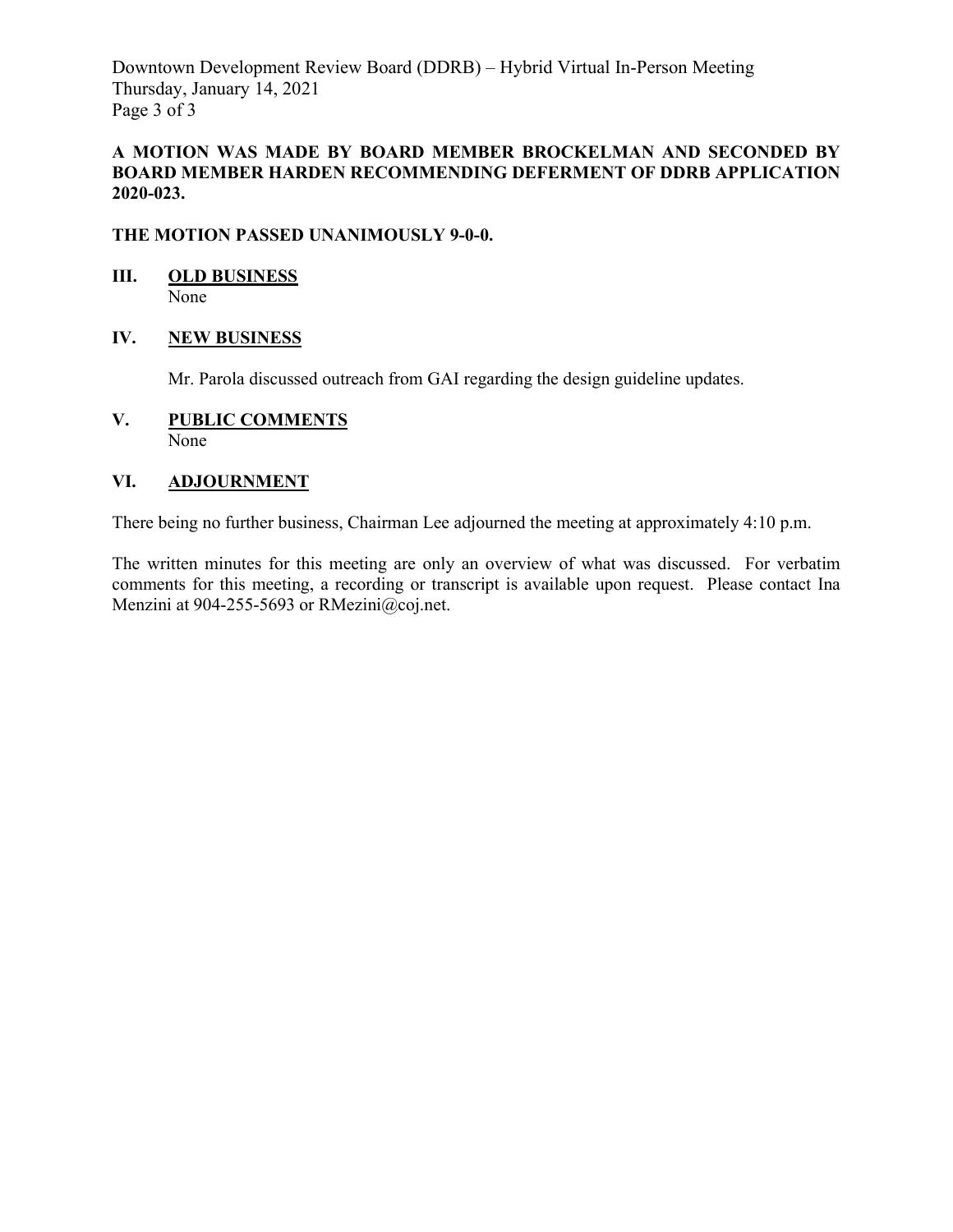**A MOTION WAS MADE BY BOARD MEMBER BROCKELMAN AND SECONDED BY BOARD MEMBER HARDEN RECOMMENDING DEFERMENT OF DDRB APPLICATION 2020-023.**

**THE MOTION PASSED UNANIMOUSLY 9-0-0.**

## III. OLD BUSINESS

None

## IV. NEW BUSINESS

Mr. Parola discussed outreach from GAI regarding the design guideline updates.

## V. PUBLIC COMMENTS

None

## VI. ADJOURNMENT

There being no further business, Chairman Lee adjourned the meeting at approximately 4:10 p.m.

The written minutes for this meeting are only an overview of what was discussed. For verbatim comments for this meeting, a recording or transcript is available upon request. Please contact Ina Menzini at 904-255-5693 or RMezini@coj.net.